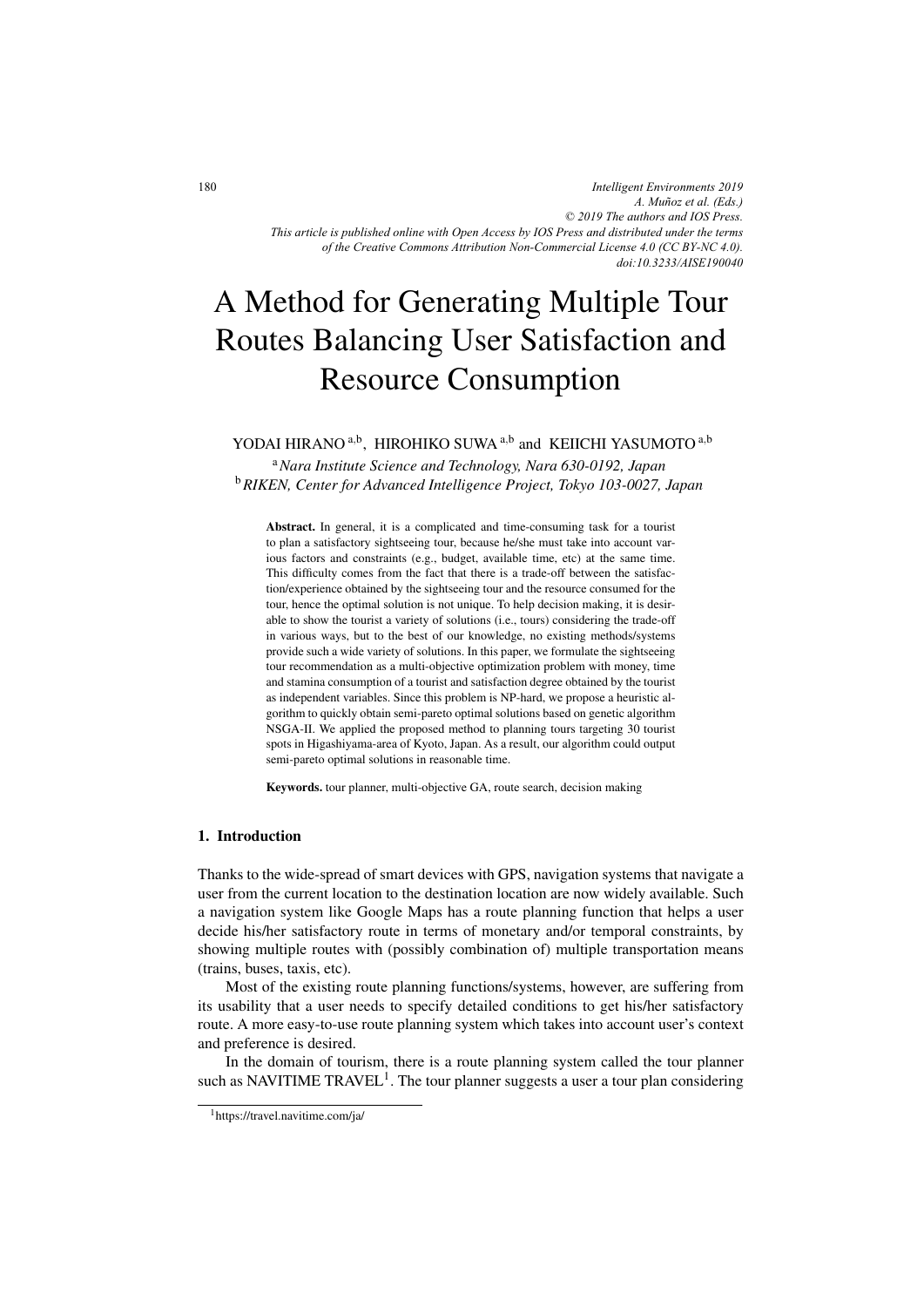# A Method for Generating Multiple Tour Routes Balancing User Satisfaction and Resource Consumption

YODAI HIRANO [a,b], HIROHIKO SUWA [a,b] and KEIICHI YASUMOTO [a,b]

[a] *Nara Institute Science and Technology, Nara 630-0192, Japan*
[b] *RIKEN, Center for Advanced Intelligence Project, Tokyo 103-0027, Japan*

**Abstract.** In general, it is a complicated and time-consuming task for a tourist to plan a satisfactory sightseeing tour, because he/she must take into account various factors and constraints (e.g., budget, available time, etc) at the same time. This difficulty comes from the fact that there is a trade-off between the satisfaction/experience obtained by the sightseeing tour and the resource consumed for the tour, hence the optimal solution is not unique. To help decision making, it is desirable to show the tourist a variety of solutions (i.e., tours) considering the trade-off in various ways, but to the best of our knowledge, no existing methods/systems provide such a wide variety of solutions. In this paper, we formulate the sightseeing tour recommendation as a multi-objective optimization problem with money, time and stamina consumption of a tourist and satisfaction degree obtained by the tourist as independent variables. Since this problem is NP-hard, we propose a heuristic algorithm to quickly obtain semi-pareto optimal solutions based on genetic algorithm NSGA-II. We applied the proposed method to planning tours targeting 30 tourist spots in Higashiyama-area of Kyoto, Japan. As a result, our algorithm could output semi-pareto optimal solutions in reasonable time.

**Keywords.** tour planner, multi-objective GA, route search, decision making

## 1. Introduction

Thanks to the wide-spread of smart devices with GPS, navigation systems that navigate a user from the current location to the destination location are now widely available. Such a navigation system like Google Maps has a route planning function that helps a user decide his/her satisfactory route in terms of monetary and/or temporal constraints, by showing multiple routes with (possibly combination of) multiple transportation means (trains, buses, taxis, etc).

Most of the existing route planning functions/systems, however, are suffering from its usability that a user needs to specify detailed conditions to get his/her satisfactory route. A more easy-to-use route planning system which takes into account user's context and preference is desired.

In the domain of tourism, there is a route planning system called the tour planner such as NAVITIME TRAVEL[1]. The tour planner suggests a user a tour plan considering

[1] https://travel.navitime.com/ja/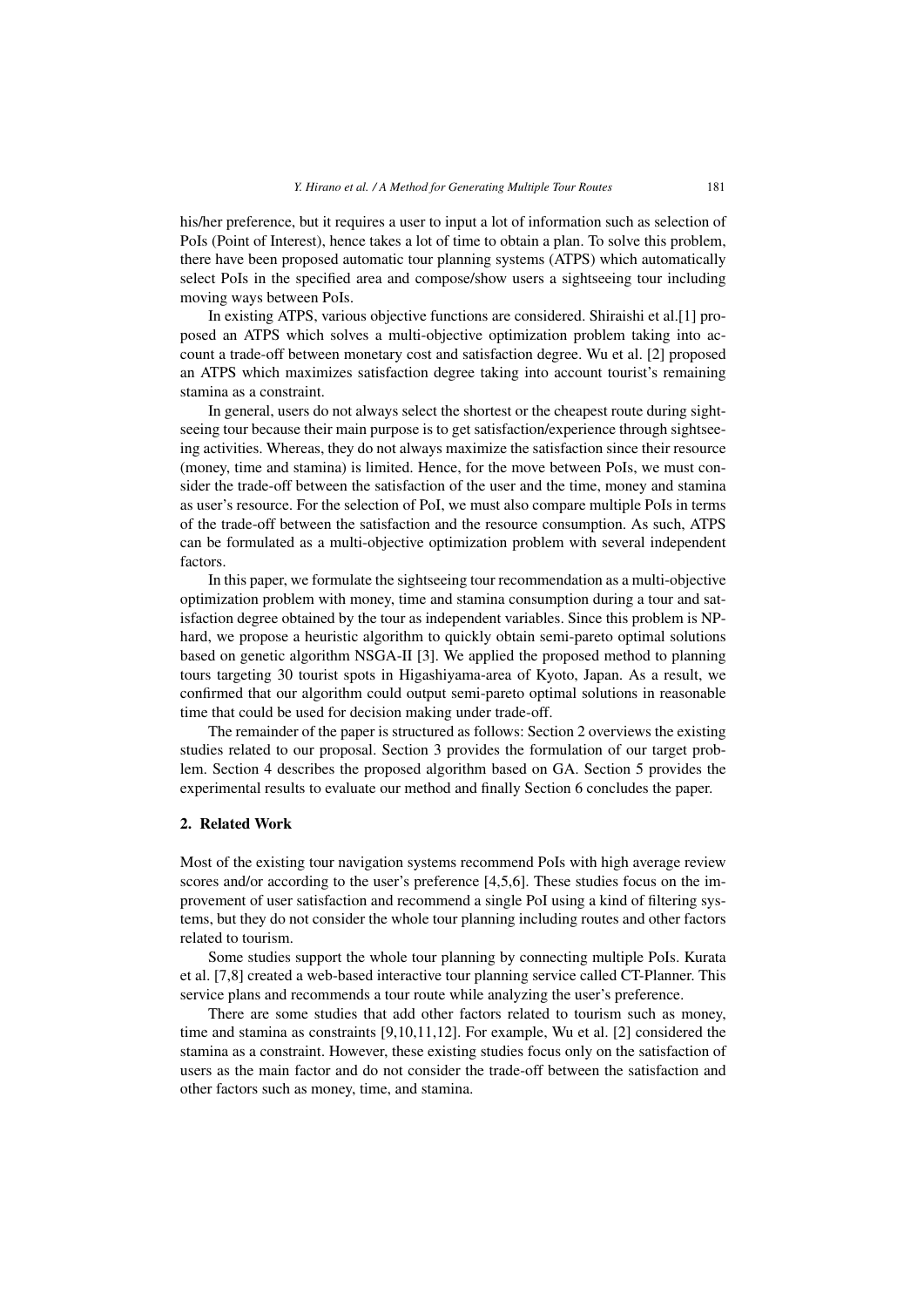his/her preference, but it requires a user to input a lot of information such as selection of PoIs (Point of Interest), hence takes a lot of time to obtain a plan. To solve this problem, there have been proposed automatic tour planning systems (ATPS) which automatically select PoIs in the specified area and compose/show users a sightseeing tour including moving ways between PoIs.

In existing ATPS, various objective functions are considered. Shiraishi et al.[1] proposed an ATPS which solves a multi-objective optimization problem taking into account a trade-off between monetary cost and satisfaction degree. Wu et al. [2] proposed an ATPS which maximizes satisfaction degree taking into account tourist's remaining stamina as a constraint.

In general, users do not always select the shortest or the cheapest route during sightseeing tour because their main purpose is to get satisfaction/experience through sightseeing activities. Whereas, they do not always maximize the satisfaction since their resource (money, time and stamina) is limited. Hence, for the move between PoIs, we must consider the trade-off between the satisfaction of the user and the time, money and stamina as user's resource. For the selection of PoI, we must also compare multiple PoIs in terms of the trade-off between the satisfaction and the resource consumption. As such, ATPS can be formulated as a multi-objective optimization problem with several independent factors.

In this paper, we formulate the sightseeing tour recommendation as a multi-objective optimization problem with money, time and stamina consumption during a tour and satisfaction degree obtained by the tour as independent variables. Since this problem is NP-hard, we propose a heuristic algorithm to quickly obtain semi-pareto optimal solutions based on genetic algorithm NSGA-II [3]. We applied the proposed method to planning tours targeting 30 tourist spots in Higashiyama-area of Kyoto, Japan. As a result, we confirmed that our algorithm could output semi-pareto optimal solutions in reasonable time that could be used for decision making under trade-off.

The remainder of the paper is structured as follows: Section 2 overviews the existing studies related to our proposal. Section 3 provides the formulation of our target problem. Section 4 describes the proposed algorithm based on GA. Section 5 provides the experimental results to evaluate our method and finally Section 6 concludes the paper.

## 2. Related Work

Most of the existing tour navigation systems recommend PoIs with high average review scores and/or according to the user's preference [4,5,6]. These studies focus on the improvement of user satisfaction and recommend a single PoI using a kind of filtering systems, but they do not consider the whole tour planning including routes and other factors related to tourism.

Some studies support the whole tour planning by connecting multiple PoIs. Kurata et al. [7,8] created a web-based interactive tour planning service called CT-Planner. This service plans and recommends a tour route while analyzing the user's preference.

There are some studies that add other factors related to tourism such as money, time and stamina as constraints [9,10,11,12]. For example, Wu et al. [2] considered the stamina as a constraint. However, these existing studies focus only on the satisfaction of users as the main factor and do not consider the trade-off between the satisfaction and other factors such as money, time, and stamina.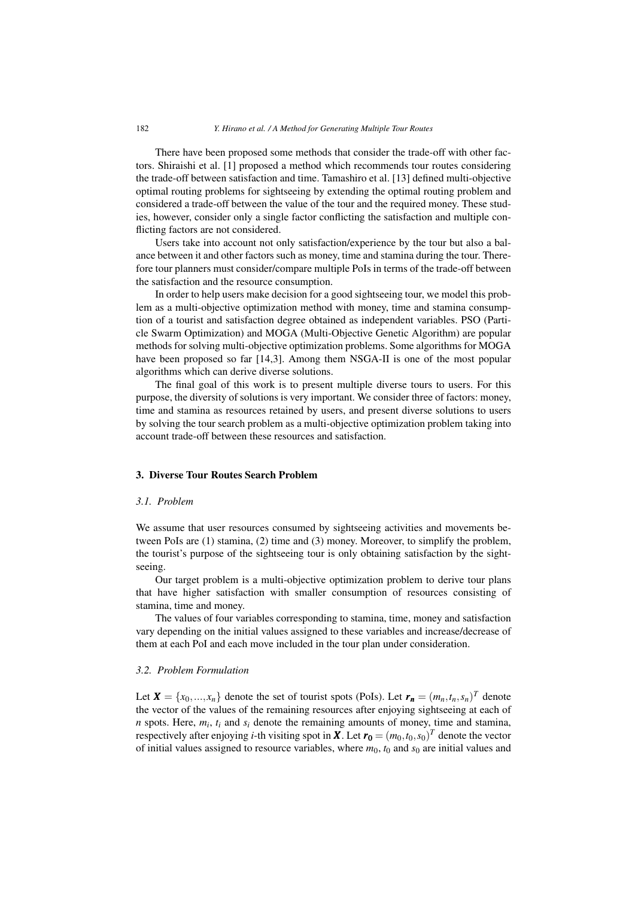There have been proposed some methods that consider the trade-off with other factors. Shiraishi et al. [1] proposed a method which recommends tour routes considering the trade-off between satisfaction and time. Tamashiro et al. [13] defined multi-objective optimal routing problems for sightseeing by extending the optimal routing problem and considered a trade-off between the value of the tour and the required money. These studies, however, consider only a single factor conflicting the satisfaction and multiple conflicting factors are not considered.

Users take into account not only satisfaction/experience by the tour but also a balance between it and other factors such as money, time and stamina during the tour. Therefore tour planners must consider/compare multiple PoIs in terms of the trade-off between the satisfaction and the resource consumption.

In order to help users make decision for a good sightseeing tour, we model this problem as a multi-objective optimization method with money, time and stamina consumption of a tourist and satisfaction degree obtained as independent variables. PSO (Particle Swarm Optimization) and MOGA (Multi-Objective Genetic Algorithm) are popular methods for solving multi-objective optimization problems. Some algorithms for MOGA have been proposed so far [14,3]. Among them NSGA-II is one of the most popular algorithms which can derive diverse solutions.

The final goal of this work is to present multiple diverse tours to users. For this purpose, the diversity of solutions is very important. We consider three of factors: money, time and stamina as resources retained by users, and present diverse solutions to users by solving the tour search problem as a multi-objective optimization problem taking into account trade-off between these resources and satisfaction.

## 3. Diverse Tour Routes Search Problem

### *3.1. Problem*

We assume that user resources consumed by sightseeing activities and movements between PoIs are (1) stamina, (2) time and (3) money. Moreover, to simplify the problem, the tourist's purpose of the sightseeing tour is only obtaining satisfaction by the sightseeing.

Our target problem is a multi-objective optimization problem to derive tour plans that have higher satisfaction with smaller consumption of resources consisting of stamina, time and money.

The values of four variables corresponding to stamina, time, money and satisfaction vary depending on the initial values assigned to these variables and increase/decrease of them at each PoI and each move included in the tour plan under consideration.

### *3.2. Problem Formulation*

Let $\boldsymbol{X} = \{x_0, ..., x_n\}$ denote the set of tourist spots (PoIs). Let $\boldsymbol{r_n} = (m_n, t_n, s_n)^T$ denote the vector of the values of the remaining resources after enjoying sightseeing at each of $n$ spots. Here, $m_i$, $t_i$ and $s_i$ denote the remaining amounts of money, time and stamina, respectively after enjoying $i$-th visiting spot in $\boldsymbol{X}$. Let $\boldsymbol{r_0} = (m_0, t_0, s_0)^T$ denote the vector of initial values assigned to resource variables, where $m_0$, $t_0$ and $s_0$ are initial values and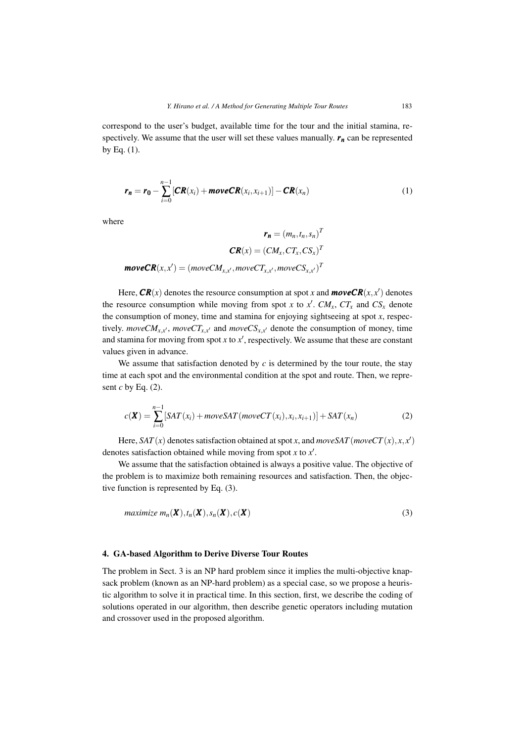correspond to the user's budget, available time for the tour and the initial stamina, respectively. We assume that the user will set these values manually. $\boldsymbol{r_n}$ can be represented by Eq. (1).

$$\boldsymbol{r_n} = \boldsymbol{r_0} - \sum_{i=0}^{n-1} [\boldsymbol{CR}(x_i) + \boldsymbol{moveCR}(x_i, x_{i+1})] - \boldsymbol{CR}(x_n) \tag{1}$$

where

$$\boldsymbol{r_n} = (m_n, t_n, s_n)^T$$

$$\boldsymbol{CR}(x) = (CM_x, CT_x, CS_x)^T$$

$$\boldsymbol{moveCR}(x, x') = (moveCM_{x,x'}, moveCT_{x,x'}, moveCS_{x,x'})^T$$

Here, $\boldsymbol{CR}(x)$ denotes the resource consumption at spot $x$ and $\boldsymbol{moveCR}(x, x')$ denotes the resource consumption while moving from spot $x$ to $x'$. $CM_x$, $CT_x$ and $CS_x$ denote the consumption of money, time and stamina for enjoying sightseeing at spot $x$, respectively. $moveCM_{x,x'}$, $moveCT_{x,x'}$ and $moveCS_{x,x'}$ denote the consumption of money, time and stamina for moving from spot $x$ to $x'$, respectively. We assume that these are constant values given in advance.

We assume that satisfaction denoted by $c$ is determined by the tour route, the stay time at each spot and the environmental condition at the spot and route. Then, we represent $c$ by Eq. (2).

$$c(\boldsymbol{X}) = \sum_{i=0}^{n-1} [SAT(x_i) + moveSAT(moveCT(x_i), x_i, x_{i+1})] + SAT(x_n) \tag{2}$$

Here, $SAT(x)$ denotes satisfaction obtained at spot $x$, and $moveSAT(moveCT(x), x, x')$ denotes satisfaction obtained while moving from spot $x$ to $x'$.

We assume that the satisfaction obtained is always a positive value. The objective of the problem is to maximize both remaining resources and satisfaction. Then, the objective function is represented by Eq. (3).

$$maximize\ m_n(\boldsymbol{X}), t_n(\boldsymbol{X}), s_n(\boldsymbol{X}), c(\boldsymbol{X}) \tag{3}$$

## 4. GA-based Algorithm to Derive Diverse Tour Routes

The problem in Sect. 3 is an NP hard problem since it implies the multi-objective knapsack problem (known as an NP-hard problem) as a special case, so we propose a heuristic algorithm to solve it in practical time. In this section, first, we describe the coding of solutions operated in our algorithm, then describe genetic operators including mutation and crossover used in the proposed algorithm.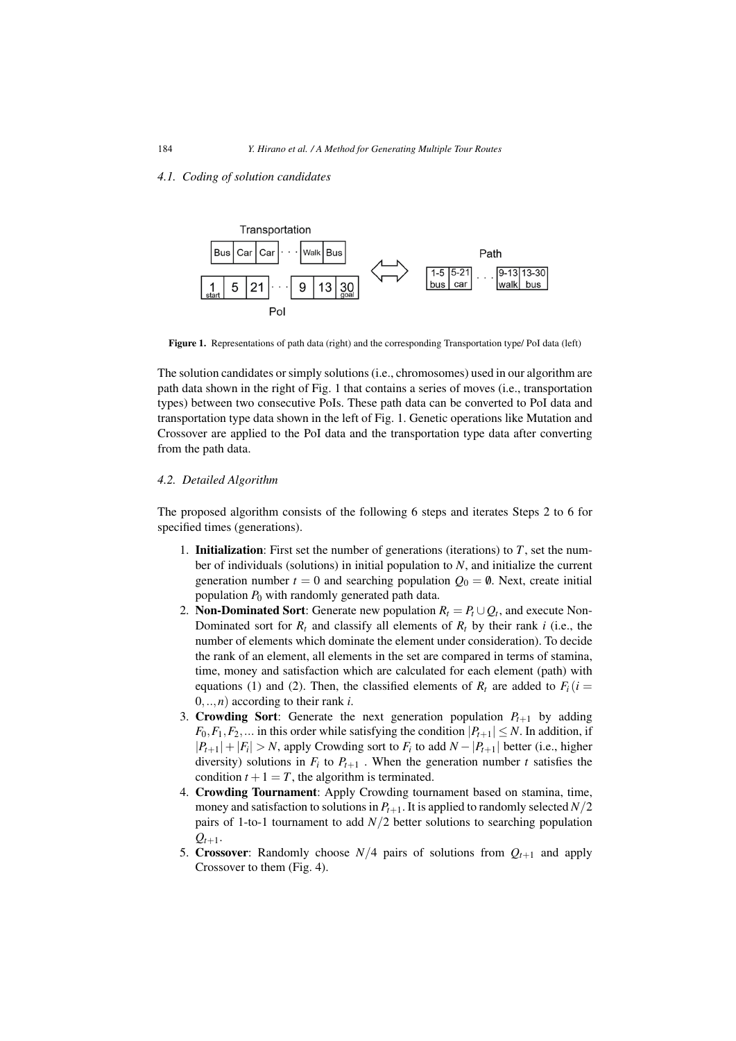### 4.1. Coding of solution candidates

Figure 1. Representations of path data (right) and the corresponding Transportation type/ PoI data (left)

The solution candidates or simply solutions (i.e., chromosomes) used in our algorithm are path data shown in the right of Fig. 1 that contains a series of moves (i.e., transportation types) between two consecutive PoIs. These path data can be converted to PoI data and transportation type data shown in the left of Fig. 1. Genetic operations like Mutation and Crossover are applied to the PoI data and the transportation type data after converting from the path data.

### 4.2. Detailed Algorithm

The proposed algorithm consists of the following 6 steps and iterates Steps 2 to 6 for specified times (generations).

1. **Initialization**: First set the number of generations (iterations) to $T$, set the number of individuals (solutions) in initial population to $N$, and initialize the current generation number $t = 0$ and searching population $Q_0 = \emptyset$. Next, create initial population $P_0$ with randomly generated path data.
2. **Non-Dominated Sort**: Generate new population $R_t = P_t \cup Q_t$, and execute Non-Dominated sort for $R_t$ and classify all elements of $R_t$ by their rank $i$ (i.e., the number of elements which dominate the element under consideration). To decide the rank of an element, all elements in the set are compared in terms of stamina, time, money and satisfaction which are calculated for each element (path) with equations (1) and (2). Then, the classified elements of $R_t$ are added to $F_i\,(i = 0,..,n)$ according to their rank $i$.
3. **Crowding Sort**: Generate the next generation population $P_{t+1}$ by adding $F_0, F_1, F_2, ...$ in this order while satisfying the condition $|P_{t+1}| \leq N$. In addition, if $|P_{t+1}| + |F_i| > N$, apply Crowding sort to $F_i$ to add $N - |P_{t+1}|$ better (i.e., higher diversity) solutions in $F_i$ to $P_{t+1}$ . When the generation number $t$ satisfies the condition $t + 1 = T$, the algorithm is terminated.
4. **Crowding Tournament**: Apply Crowding tournament based on stamina, time, money and satisfaction to solutions in $P_{t+1}$. It is applied to randomly selected $N/2$ pairs of 1-to-1 tournament to add $N/2$ better solutions to searching population $Q_{t+1}$.
5. **Crossover**: Randomly choose $N/4$ pairs of solutions from $Q_{t+1}$ and apply Crossover to them (Fig. 4).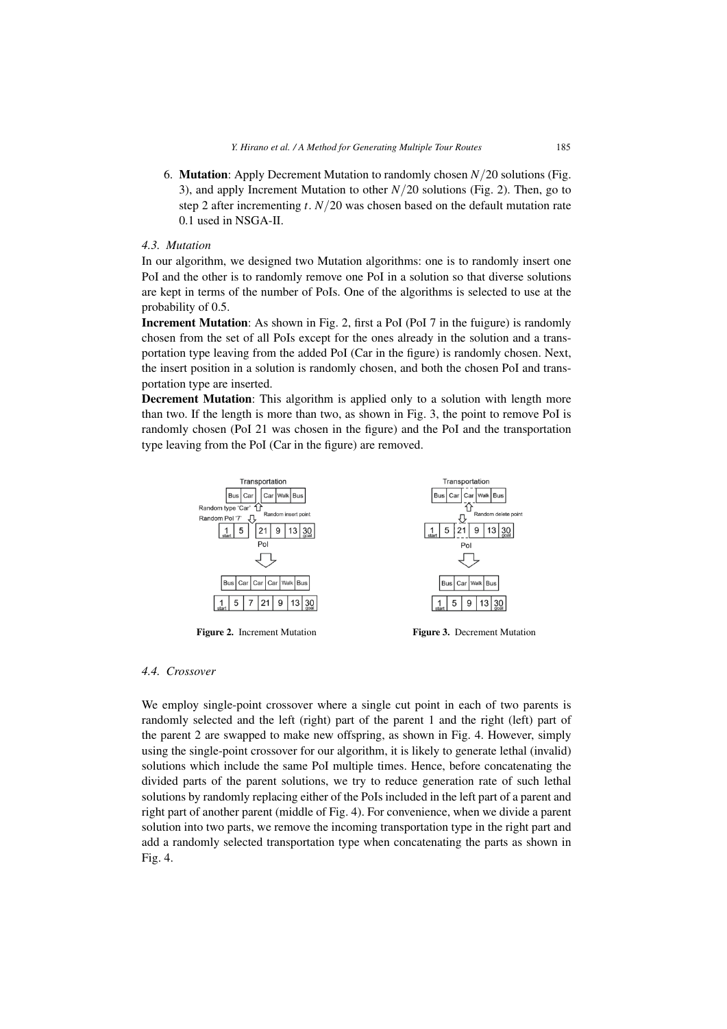6. **Mutation**: Apply Decrement Mutation to randomly chosen $N/20$ solutions (Fig. 3), and apply Increment Mutation to other $N/20$ solutions (Fig. 2). Then, go to step 2 after incrementing $t$. $N/20$ was chosen based on the default mutation rate 0.1 used in NSGA-II.

### 4.3. Mutation

In our algorithm, we designed two Mutation algorithms: one is to randomly insert one PoI and the other is to randomly remove one PoI in a solution so that diverse solutions are kept in terms of the number of PoIs. One of the algorithms is selected to use at the probability of 0.5.

**Increment Mutation**: As shown in Fig. 2, first a PoI (PoI 7 in the fuigure) is randomly chosen from the set of all PoIs except for the ones already in the solution and a transportation type leaving from the added PoI (Car in the figure) is randomly chosen. Next, the insert position in a solution is randomly chosen, and both the chosen PoI and transportation type are inserted.

**Decrement Mutation**: This algorithm is applied only to a solution with length more than two. If the length is more than two, as shown in Fig. 3, the point to remove PoI is randomly chosen (PoI 21 was chosen in the figure) and the PoI and the transportation type leaving from the PoI (Car in the figure) are removed.

**Figure 2.** Increment Mutation

**Figure 3.** Decrement Mutation

### 4.4. Crossover

We employ single-point crossover where a single cut point in each of two parents is randomly selected and the left (right) part of the parent 1 and the right (left) part of the parent 2 are swapped to make new offspring, as shown in Fig. 4. However, simply using the single-point crossover for our algorithm, it is likely to generate lethal (invalid) solutions which include the same PoI multiple times. Hence, before concatenating the divided parts of the parent solutions, we try to reduce generation rate of such lethal solutions by randomly replacing either of the PoIs included in the left part of a parent and right part of another parent (middle of Fig. 4). For convenience, when we divide a parent solution into two parts, we remove the incoming transportation type in the right part and add a randomly selected transportation type when concatenating the parts as shown in Fig. 4.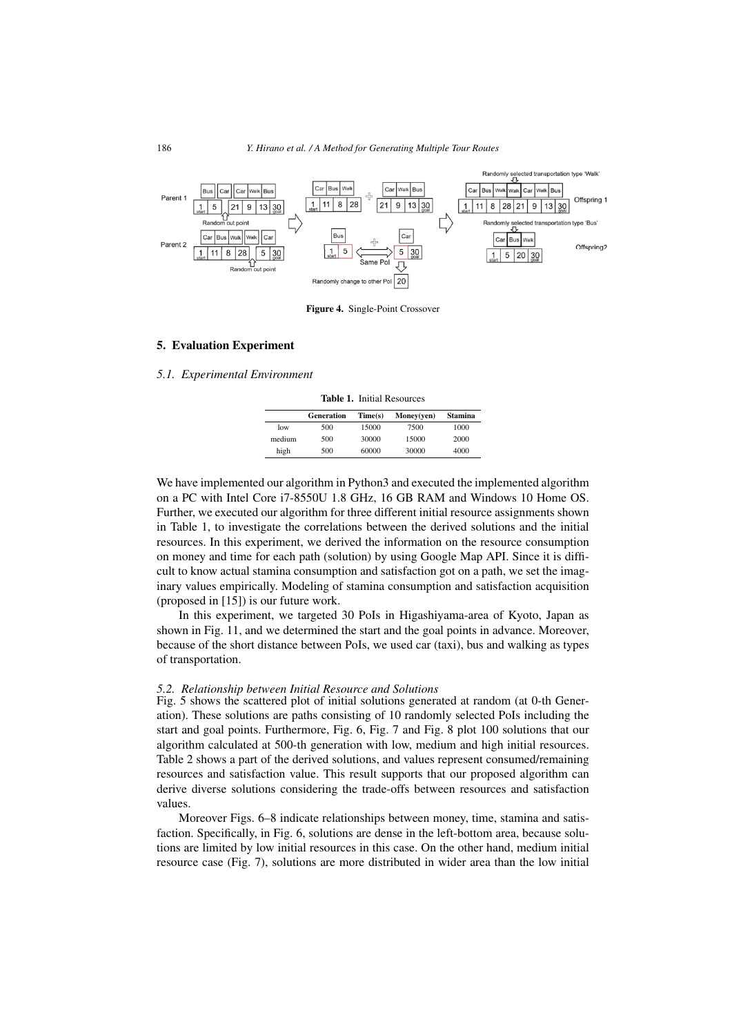Figure 4. Single-Point Crossover

## 5. Evaluation Experiment

### 5.1. Experimental Environment

**Table 1.** Initial Resources

| | Generation | Time(s) | Money(yen) | Stamina |
|---|---|---|---|---|
| low | 500 | 15000 | 7500 | 1000 |
| medium | 500 | 30000 | 15000 | 2000 |
| high | 500 | 60000 | 30000 | 4000 |

We have implemented our algorithm in Python3 and executed the implemented algorithm on a PC with Intel Core i7-8550U 1.8 GHz, 16 GB RAM and Windows 10 Home OS. Further, we executed our algorithm for three different initial resource assignments shown in Table 1, to investigate the correlations between the derived solutions and the initial resources. In this experiment, we derived the information on the resource consumption on money and time for each path (solution) by using Google Map API. Since it is difficult to know actual stamina consumption and satisfaction got on a path, we set the imaginary values empirically. Modeling of stamina consumption and satisfaction acquisition (proposed in [15]) is our future work.

In this experiment, we targeted 30 PoIs in Higashiyama-area of Kyoto, Japan as shown in Fig. 11, and we determined the start and the goal points in advance. Moreover, because of the short distance between PoIs, we used car (taxi), bus and walking as types of transportation.

### 5.2. Relationship between Initial Resource and Solutions

Fig. 5 shows the scattered plot of initial solutions generated at random (at 0-th Generation). These solutions are paths consisting of 10 randomly selected PoIs including the start and goal points. Furthermore, Fig. 6, Fig. 7 and Fig. 8 plot 100 solutions that our algorithm calculated at 500-th generation with low, medium and high initial resources. Table 2 shows a part of the derived solutions, and values represent consumed/remaining resources and satisfaction value. This result supports that our proposed algorithm can derive diverse solutions considering the trade-offs between resources and satisfaction values.

Moreover Figs. 6–8 indicate relationships between money, time, stamina and satisfaction. Specifically, in Fig. 6, solutions are dense in the left-bottom area, because solutions are limited by low initial resources in this case. On the other hand, medium initial resource case (Fig. 7), solutions are more distributed in wider area than the low initial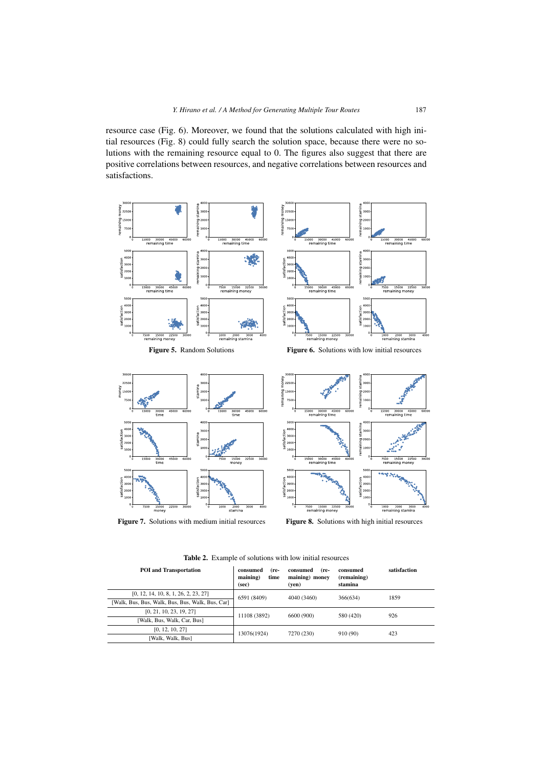resource case (Fig. 6). Moreover, we found that the solutions calculated with high initial resources (Fig. 8) could fully search the solution space, because there were no solutions with the remaining resource equal to 0. The figures also suggest that there are positive correlations between resources, and negative correlations between resources and satisfactions.

**Figure 5.** Random Solutions

**Figure 6.** Solutions with low initial resources

**Figure 7.** Solutions with medium initial resources

**Figure 8.** Solutions with high initial resources

**Table 2.** Example of solutions with low initial resources

| POI and Transportation | consumed (remaining) time (sec) | consumed (remaining) money (yen) | consumed (remaining) stamina | satisfaction |
|---|---|---|---|---|
| [0, 12, 14, 10, 8, 1, 26, 2, 23, 27] [Walk, Bus, Bus, Walk, Bus, Bus, Walk, Bus, Car] | 6591 (8409) | 4040 (3460) | 366(634) | 1859 |
| [0, 21, 10, 23, 19, 27] [Walk, Bus, Walk, Car, Bus] | 11108 (3892) | 6600 (900) | 580 (420) | 926 |
| [0, 12, 10, 27] [Walk, Walk, Bus] | 13076(1924) | 7270 (230) | 910 (90) | 423 |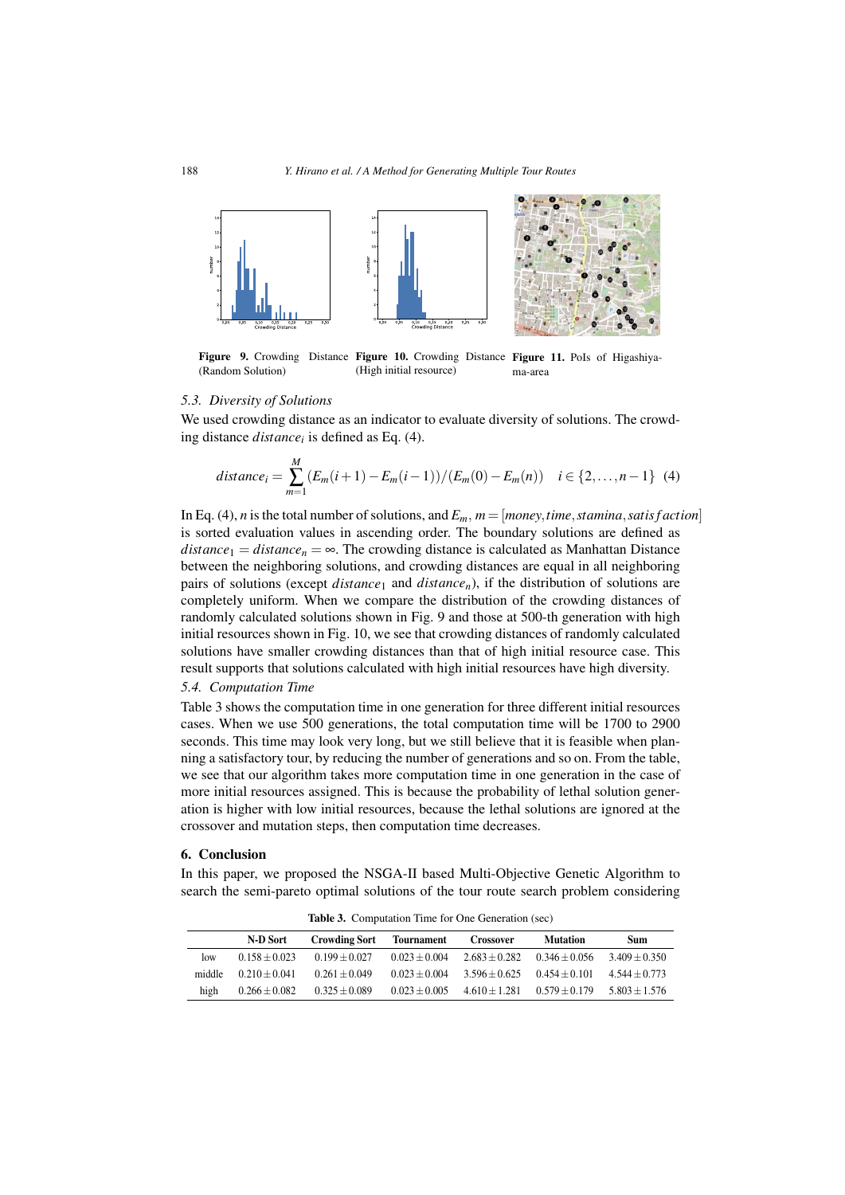Figure 9. Crowding Distance (Random Solution)

Figure 10. Crowding Distance (High initial resource)

Figure 11. PoIs of Higashiyama-area

### 5.3. Diversity of Solutions

We used crowding distance as an indicator to evaluate diversity of solutions. The crowding distance $distance_i$ is defined as Eq. (4).

$$distance_i = \sum_{m=1}^{M} (E_m(i+1) - E_m(i-1))/(E_m(0) - E_m(n)) \quad i \in \{2, \ldots, n-1\} \quad (4)$$

In Eq. (4), $n$ is the total number of solutions, and $E_m$, $m = [money, time, stamina, satisfaction]$ is sorted evaluation values in ascending order. The boundary solutions are defined as $distance_1 = distance_n = \infty$. The crowding distance is calculated as Manhattan Distance between the neighboring solutions, and crowding distances are equal in all neighboring pairs of solutions (except $distance_1$ and $distance_n$), if the distribution of solutions are completely uniform. When we compare the distribution of the crowding distances of randomly calculated solutions shown in Fig. 9 and those at 500-th generation with high initial resources shown in Fig. 10, we see that crowding distances of randomly calculated solutions have smaller crowding distances than that of high initial resource case. This result supports that solutions calculated with high initial resources have high diversity.

### 5.4. Computation Time

Table 3 shows the computation time in one generation for three different initial resources cases. When we use 500 generations, the total computation time will be 1700 to 2900 seconds. This time may look very long, but we still believe that it is feasible when planning a satisfactory tour, by reducing the number of generations and so on. From the table, we see that our algorithm takes more computation time in one generation in the case of more initial resources assigned. This is because the probability of lethal solution generation is higher with low initial resources, because the lethal solutions are ignored at the crossover and mutation steps, then computation time decreases.

## 6. Conclusion

In this paper, we proposed the NSGA-II based Multi-Objective Genetic Algorithm to search the semi-pareto optimal solutions of the tour route search problem considering

**Table 3.** Computation Time for One Generation (sec)

| | N-D Sort | Crowding Sort | Tournament | Crossover | Mutation | Sum |
|---|---|---|---|---|---|---|
| low | $0.158 \pm 0.023$ | $0.199 \pm 0.027$ | $0.023 \pm 0.004$ | $2.683 \pm 0.282$ | $0.346 \pm 0.056$ | $3.409 \pm 0.350$ |
| middle | $0.210 \pm 0.041$ | $0.261 \pm 0.049$ | $0.023 \pm 0.004$ | $3.596 \pm 0.625$ | $0.454 \pm 0.101$ | $4.544 \pm 0.773$ |
| high | $0.266 \pm 0.082$ | $0.325 \pm 0.089$ | $0.023 \pm 0.005$ | $4.610 \pm 1.281$ | $0.579 \pm 0.179$ | $5.803 \pm 1.576$ |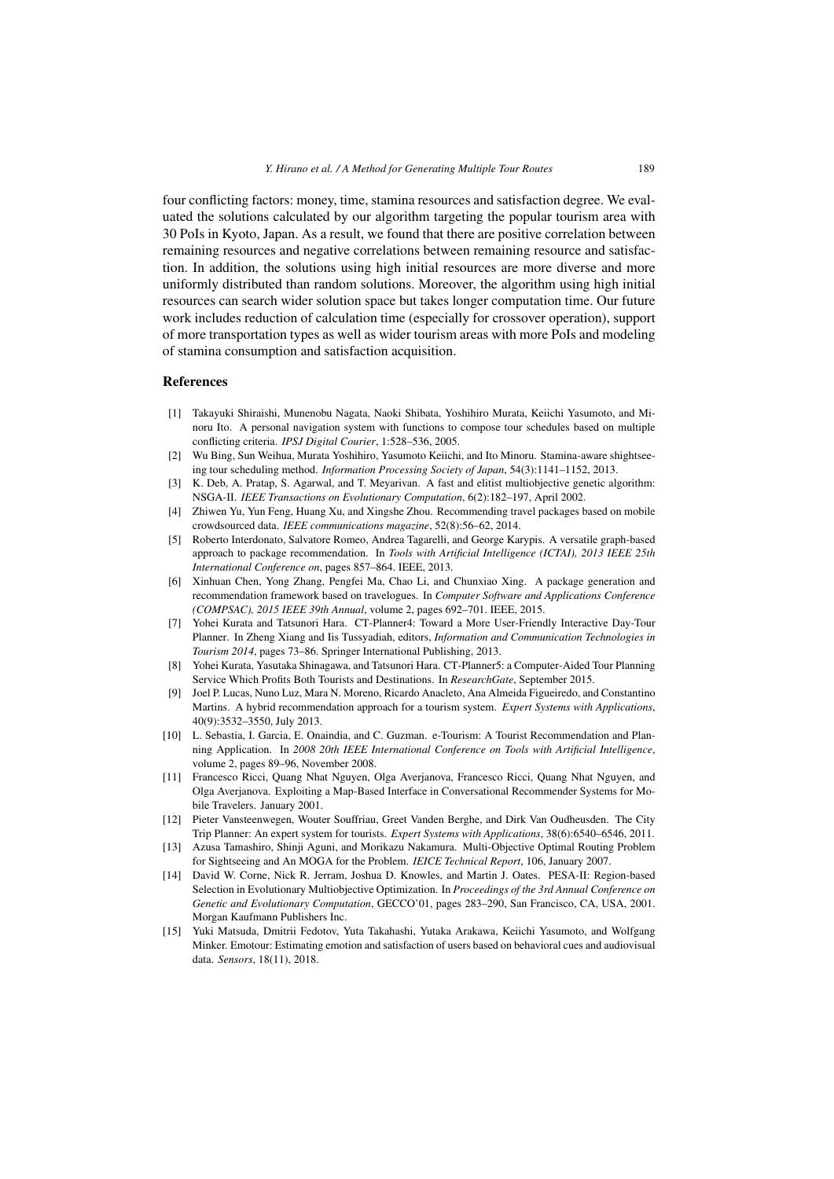four conflicting factors: money, time, stamina resources and satisfaction degree. We evaluated the solutions calculated by our algorithm targeting the popular tourism area with 30 PoIs in Kyoto, Japan. As a result, we found that there are positive correlation between remaining resources and negative correlations between remaining resource and satisfaction. In addition, the solutions using high initial resources are more diverse and more uniformly distributed than random solutions. Moreover, the algorithm using high initial resources can search wider solution space but takes longer computation time. Our future work includes reduction of calculation time (especially for crossover operation), support of more transportation types as well as wider tourism areas with more PoIs and modeling of stamina consumption and satisfaction acquisition.

## References

[1] Takayuki Shiraishi, Munenobu Nagata, Naoki Shibata, Yoshihiro Murata, Keiichi Yasumoto, and Minoru Ito. A personal navigation system with functions to compose tour schedules based on multiple conflicting criteria. *IPSJ Digital Courier*, 1:528–536, 2005.

[2] Wu Bing, Sun Weihua, Murata Yoshihiro, Yasumoto Keiichi, and Ito Minoru. Stamina-aware shightseeing tour scheduling method. *Information Processing Society of Japan*, 54(3):1141–1152, 2013.

[3] K. Deb, A. Pratap, S. Agarwal, and T. Meyarivan. A fast and elitist multiobjective genetic algorithm: NSGA-II. *IEEE Transactions on Evolutionary Computation*, 6(2):182–197, April 2002.

[4] Zhiwen Yu, Yun Feng, Huang Xu, and Xingshe Zhou. Recommending travel packages based on mobile crowdsourced data. *IEEE communications magazine*, 52(8):56–62, 2014.

[5] Roberto Interdonato, Salvatore Romeo, Andrea Tagarelli, and George Karypis. A versatile graph-based approach to package recommendation. In *Tools with Artificial Intelligence (ICTAI), 2013 IEEE 25th International Conference on*, pages 857–864. IEEE, 2013.

[6] Xinhuan Chen, Yong Zhang, Pengfei Ma, Chao Li, and Chunxiao Xing. A package generation and recommendation framework based on travelogues. In *Computer Software and Applications Conference (COMPSAC), 2015 IEEE 39th Annual*, volume 2, pages 692–701. IEEE, 2015.

[7] Yohei Kurata and Tatsunori Hara. CT-Planner4: Toward a More User-Friendly Interactive Day-Tour Planner. In Zheng Xiang and Iis Tussyadiah, editors, *Information and Communication Technologies in Tourism 2014*, pages 73–86. Springer International Publishing, 2013.

[8] Yohei Kurata, Yasutaka Shinagawa, and Tatsunori Hara. CT-Planner5: a Computer-Aided Tour Planning Service Which Profits Both Tourists and Destinations. In *ResearchGate*, September 2015.

[9] Joel P. Lucas, Nuno Luz, Mara N. Moreno, Ricardo Anacleto, Ana Almeida Figueiredo, and Constantino Martins. A hybrid recommendation approach for a tourism system. *Expert Systems with Applications*, 40(9):3532–3550, July 2013.

[10] L. Sebastia, I. Garcia, E. Onaindia, and C. Guzman. e-Tourism: A Tourist Recommendation and Planning Application. In *2008 20th IEEE International Conference on Tools with Artificial Intelligence*, volume 2, pages 89–96, November 2008.

[11] Francesco Ricci, Quang Nhat Nguyen, Olga Averjanova, Francesco Ricci, Quang Nhat Nguyen, and Olga Averjanova. Exploiting a Map-Based Interface in Conversational Recommender Systems for Mobile Travelers. January 2001.

[12] Pieter Vansteenwegen, Wouter Souffriau, Greet Vanden Berghe, and Dirk Van Oudheusden. The City Trip Planner: An expert system for tourists. *Expert Systems with Applications*, 38(6):6540–6546, 2011.

[13] Azusa Tamashiro, Shinji Aguni, and Morikazu Nakamura. Multi-Objective Optimal Routing Problem for Sightseeing and An MOGA for the Problem. *IEICE Technical Report*, 106, January 2007.

[14] David W. Corne, Nick R. Jerram, Joshua D. Knowles, and Martin J. Oates. PESA-II: Region-based Selection in Evolutionary Multiobjective Optimization. In *Proceedings of the 3rd Annual Conference on Genetic and Evolutionary Computation*, GECCO'01, pages 283–290, San Francisco, CA, USA, 2001. Morgan Kaufmann Publishers Inc.

[15] Yuki Matsuda, Dmitrii Fedotov, Yuta Takahashi, Yutaka Arakawa, Keiichi Yasumoto, and Wolfgang Minker. Emotour: Estimating emotion and satisfaction of users based on behavioral cues and audiovisual data. *Sensors*, 18(11), 2018.